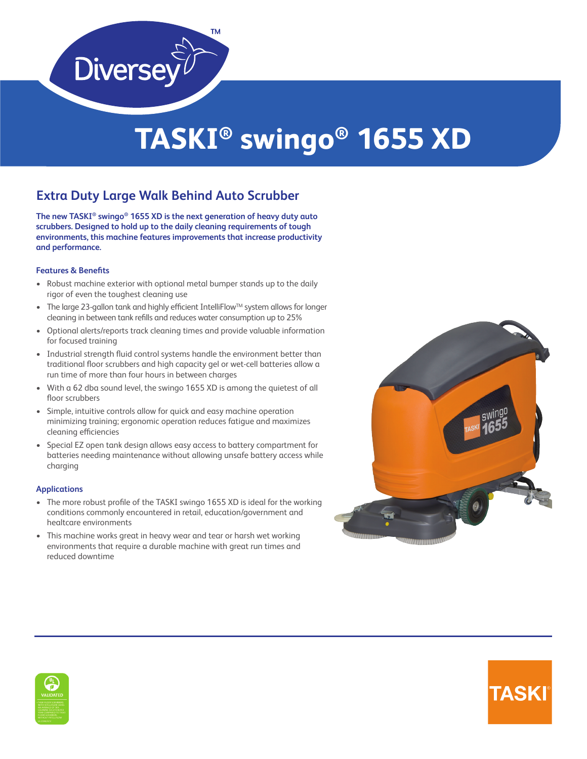# TASKI® swingo® 1655 XD

## Extra Duty Large Walk Behind Auto Scrubber

**The new TASKI® swingo® 1655 XD is the next generation of heavy duty auto scrubbers. Designed to hold up to the daily cleaning requirements of tough environments, this machine features improvements that increase productivity and performance.**

### Features & Benefits

- Robust machine exterior with optional metal bumper stands up to the daily rigor of even the toughest cleaning use
- The large 23-gallon tank and highly efficient IntelliFlow™ system allows for longer cleaning in between tank refills and reduces water consumption up to 25%
- Optional alerts/reports track cleaning times and provide valuable information for focused training
- Industrial strength fluid control systems handle the environment better than traditional floor scrubbers and high capacity gel or wet-cell batteries allow a run time of more than four hours in between charges
- With a 62 dba sound level, the swingo 1655 XD is among the quietest of all floor scrubbers
- Simple, intuitive controls allow for quick and easy machine operation minimizing training; ergonomic operation reduces fatigue and maximizes cleaning efficiencies
- Special EZ open tank design allows easy access to battery compartment for batteries needing maintenance without allowing unsafe battery access while charging

### Applications

- The more robust profile of the TASKI swingo 1655 XD is ideal for the working conditions commonly encountered in retail, education/government and healtcare environments
- This machine works great in heavy wear and tear or harsh wet working environments that require a durable machine with great run times and reduced downtime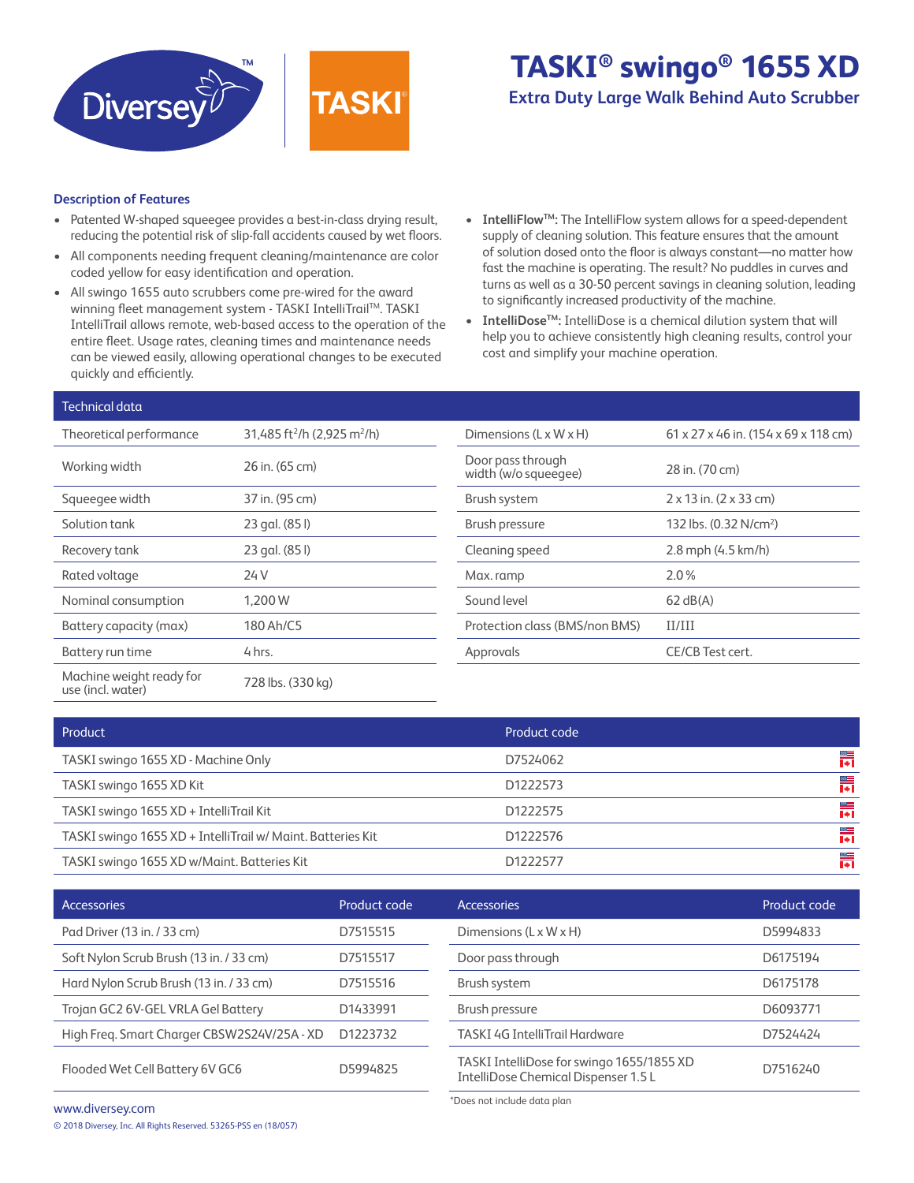# TASKI® swingo® 1655 XD

## Extra Duty Large Walk Behind Auto Scrubber

### Description of Features

- Patented W-shaped squeegee provides a best-in-class drying result, reducing the potential risk of slip-fall accidents caused by wet floors.
- All components needing frequent cleaning/maintenance are color coded yellow for easy identification and operation.
- All swingo 1655 auto scrubbers come pre-wired for the award winning fleet management system - TASKI IntelliTrail™. TASKI IntelliTrail allows remote, web-based access to the operation of the entire fleet. Usage rates, cleaning times and maintenance needs can be viewed easily, allowing operational changes to be executed quickly and efficiently.
- **IntelliFlow™:** The IntelliFlow system allows for a speed-dependent supply of cleaning solution. This feature ensures that the amount of solution dosed onto the floor is always constant—no matter how fast the machine is operating. The result? No puddles in curves and turns as well as a 30-50 percent savings in cleaning solution, leading to significantly increased productivity of the machine.
- **IntelliDose™:** IntelliDose is a chemical dilution system that will help you to achieve consistently high cleaning results, control your cost and simplify your machine operation.

| Technical data | | | |
|---|---|---|---|
| Theoretical performance | 31,485 ft²/h (2,925 m²/h) | Dimensions (L x W x H) | 61 x 27 x 46 in. (154 x 69 x 118 cm) |
| Working width | 26 in. (65 cm) | Door pass through width (w/o squeegee) | 28 in. (70 cm) |
| Squeegee width | 37 in. (95 cm) | Brush system | 2 x 13 in. (2 x 33 cm) |
| Solution tank | 23 gal. (85 l) | Brush pressure | 132 lbs. (0.32 N/cm²) |
| Recovery tank | 23 gal. (85 l) | Cleaning speed | 2.8 mph (4.5 km/h) |
| Rated voltage | 24 V | Max. ramp | 2.0 % |
| Nominal consumption | 1,200 W | Sound level | 62 dB(A) |
| Battery capacity (max) | 180 Ah/C5 | Protection class (BMS/non BMS) | II/III |
| Battery run time | 4 hrs. | Approvals | CE/CB Test cert. |
| Machine weight ready for use (incl. water) | 728 lbs. (330 kg) | | |

| Product | Product code |
|---|---|
| TASKI swingo 1655 XD - Machine Only | D7524062 |
| TASKI swingo 1655 XD Kit | D1222573 |
| TASKI swingo 1655 XD + IntelliTrail Kit | D1222575 |
| TASKI swingo 1655 XD + IntelliTrail w/ Maint. Batteries Kit | D1222576 |
| TASKI swingo 1655 XD w/Maint. Batteries Kit | D1222577 |

| Accessories | Product code | Accessories | Product code |
|---|---|---|---|
| Pad Driver (13 in. / 33 cm) | D7515515 | Dimensions (L x W x H) | D5994833 |
| Soft Nylon Scrub Brush (13 in. / 33 cm) | D7515517 | Door pass through | D6175194 |
| Hard Nylon Scrub Brush (13 in. / 33 cm) | D7515516 | Brush system | D6175178 |
| Trojan GC2 6V-GEL VRLA Gel Battery | D1433991 | Brush pressure | D6093771 |
| High Freq. Smart Charger CBSW2S24V/25A - XD | D1223732 | TASKI 4G IntelliTrail Hardware | D7524424 |
| Flooded Wet Cell Battery 6V GC6 | D5994825 | TASKI IntelliDose for swingo 1655/1855 XD IntelliDose Chemical Dispenser 1.5 L | D7516240 |

*Does not include data plan

www.diversey.com

© 2018 Diversey, Inc. All Rights Reserved. 53265-PSS en (18/057)